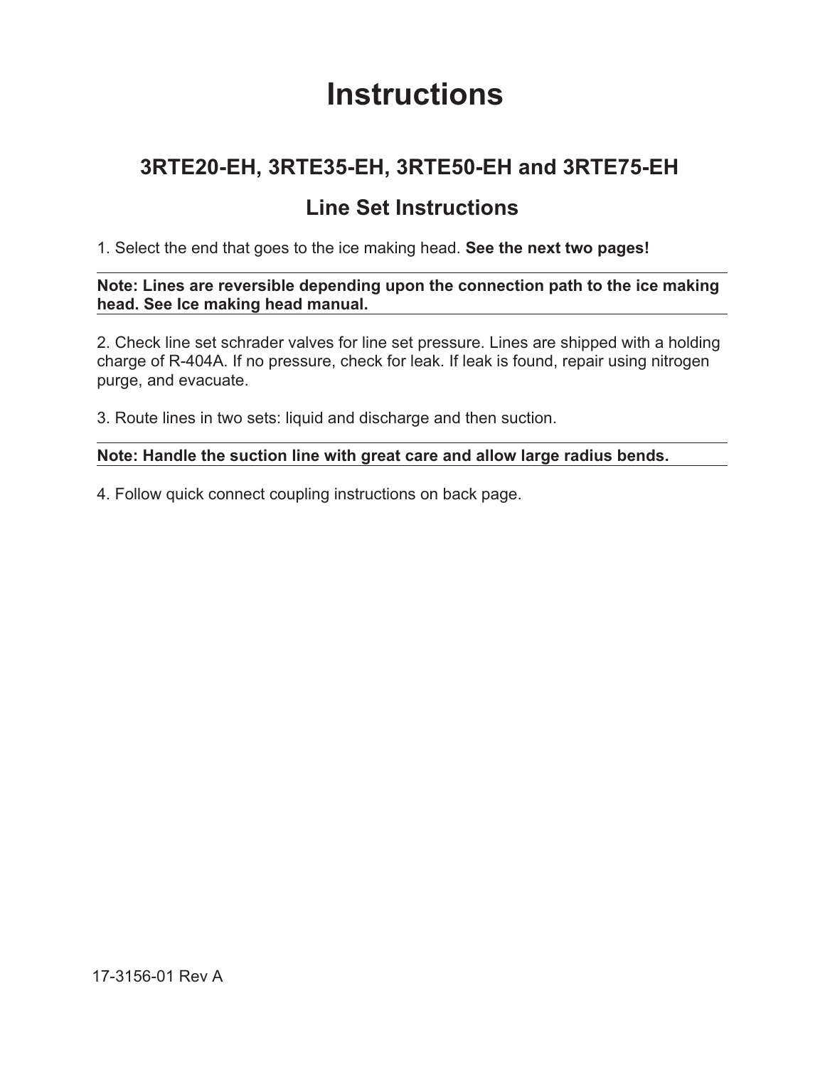# Instructions

## 3RTE20-EH, 3RTE35-EH, 3RTE50-EH and 3RTE75-EH

## Line Set Instructions

1. Select the end that goes to the ice making head. **See the next two pages!**

---

**Note: Lines are reversible depending upon the connection path to the ice making head. See Ice making head manual.**

---

2. Check line set schrader valves for line set pressure. Lines are shipped with a holding charge of R-404A. If no pressure, check for leak. If leak is found, repair using nitrogen purge, and evacuate.

3. Route lines in two sets: liquid and discharge and then suction.

---

**Note: Handle the suction line with great care and allow large radius bends.**

---

4. Follow quick connect coupling instructions on back page.

17-3156-01 Rev A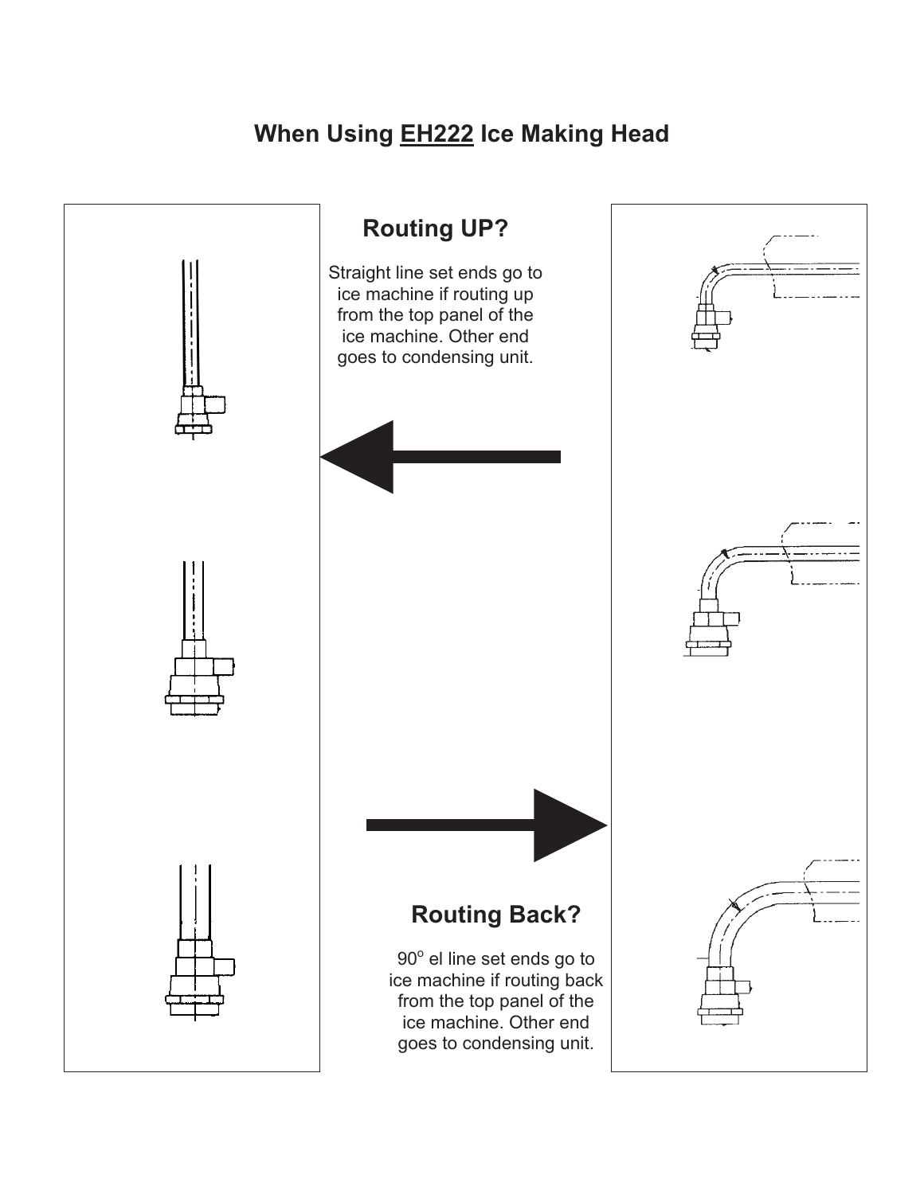# When Using <u>EH222</u> Ice Making Head

## Routing UP?

Straight line set ends go to ice machine if routing up from the top panel of the ice machine. Other end goes to condensing unit.

## Routing Back?

$90^{o}$ el line set ends go to ice machine if routing back from the top panel of the ice machine. Other end goes to condensing unit.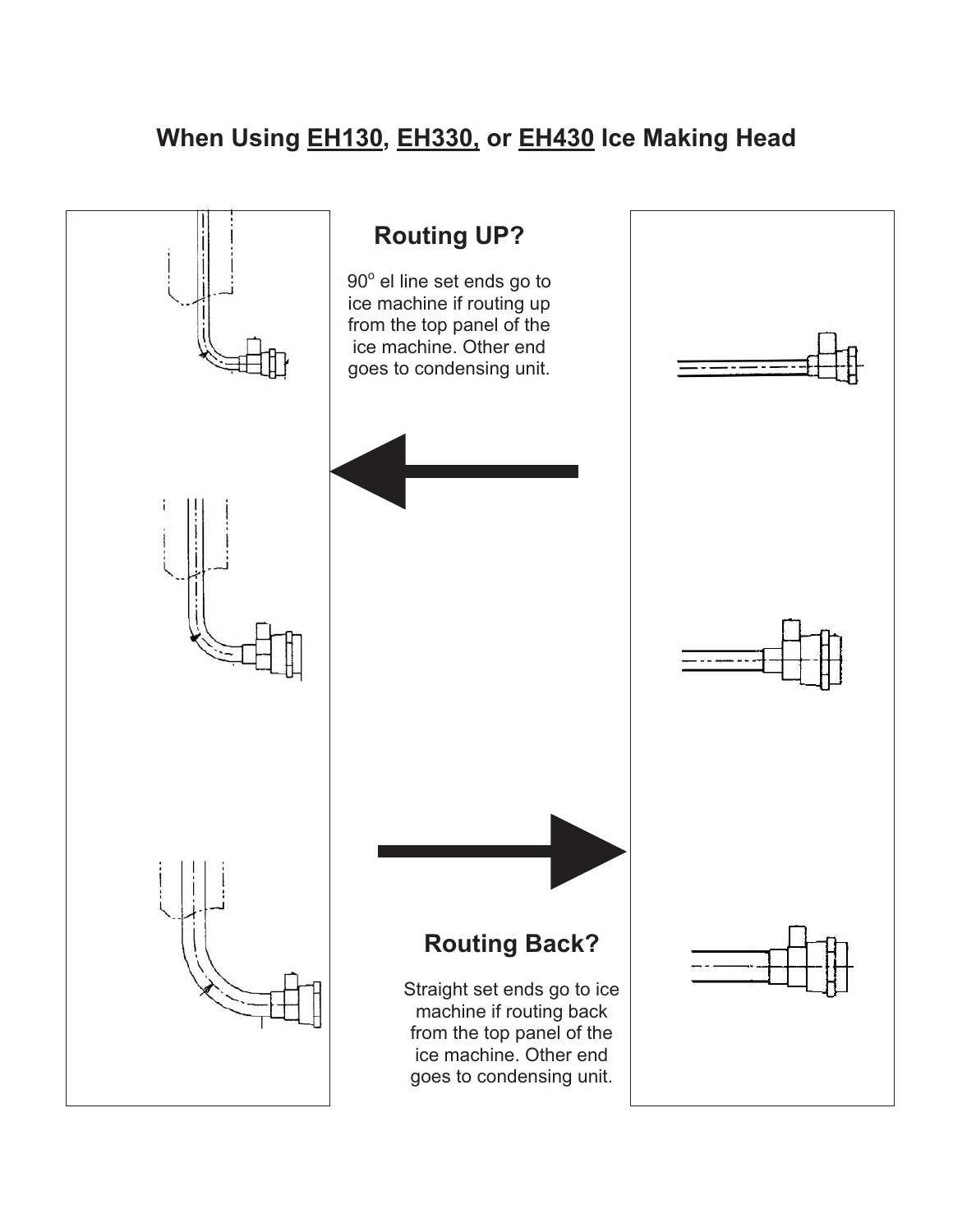## When Using EH130, EH330, or EH430 Ice Making Head

### Routing UP?

$90^{o}$ el line set ends go to ice machine if routing up from the top panel of the ice machine. Other end goes to condensing unit.

### Routing Back?

Straight set ends go to ice machine if routing back from the top panel of the ice machine. Other end goes to condensing unit.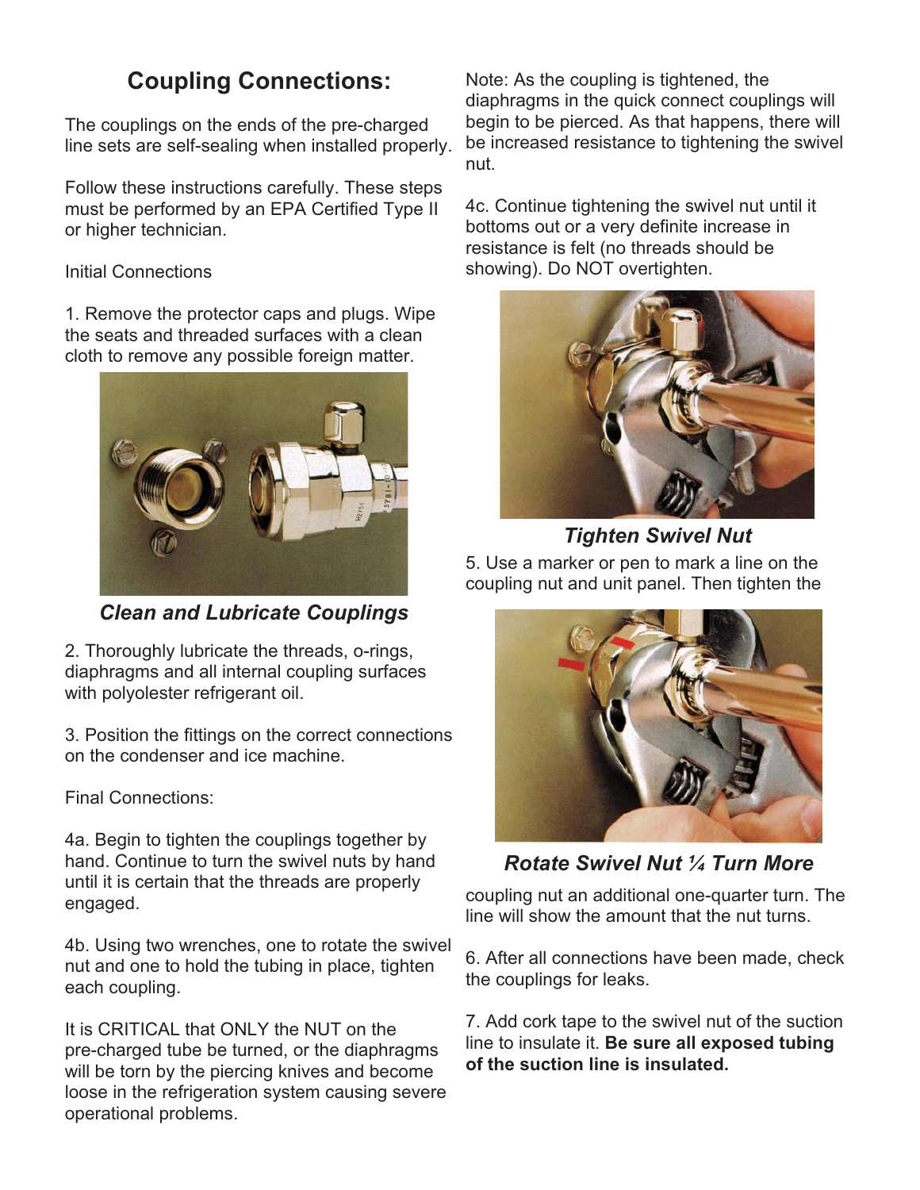# Coupling Connections:

The couplings on the ends of the pre-charged line sets are self-sealing when installed properly.

Follow these instructions carefully. These steps must be performed by an EPA Certified Type II or higher technician.

Initial Connections

1. Remove the protector caps and plugs. Wipe the seats and threaded surfaces with a clean cloth to remove any possible foreign matter.

***Clean and Lubricate Couplings***

2. Thoroughly lubricate the threads, o-rings, diaphragms and all internal coupling surfaces with polyolester refrigerant oil.

3. Position the fittings on the correct connections on the condenser and ice machine.

Final Connections:

4a. Begin to tighten the couplings together by hand. Continue to turn the swivel nuts by hand until it is certain that the threads are properly engaged.

4b. Using two wrenches, one to rotate the swivel nut and one to hold the tubing in place, tighten each coupling.

It is CRITICAL that ONLY the NUT on the pre-charged tube be turned, or the diaphragms will be torn by the piercing knives and become loose in the refrigeration system causing severe operational problems.

Note: As the coupling is tightened, the diaphragms in the quick connect couplings will begin to be pierced. As that happens, there will be increased resistance to tightening the swivel nut.

4c. Continue tightening the swivel nut until it bottoms out or a very definite increase in resistance is felt (no threads should be showing). Do NOT overtighten.

***Tighten Swivel Nut***

5. Use a marker or pen to mark a line on the coupling nut and unit panel. Then tighten the coupling nut an additional one-quarter turn. The line will show the amount that the nut turns.

***Rotate Swivel Nut ¼ Turn More***

6. After all connections have been made, check the couplings for leaks.

7. Add cork tape to the swivel nut of the suction line to insulate it. **Be sure all exposed tubing of the suction line is insulated.**